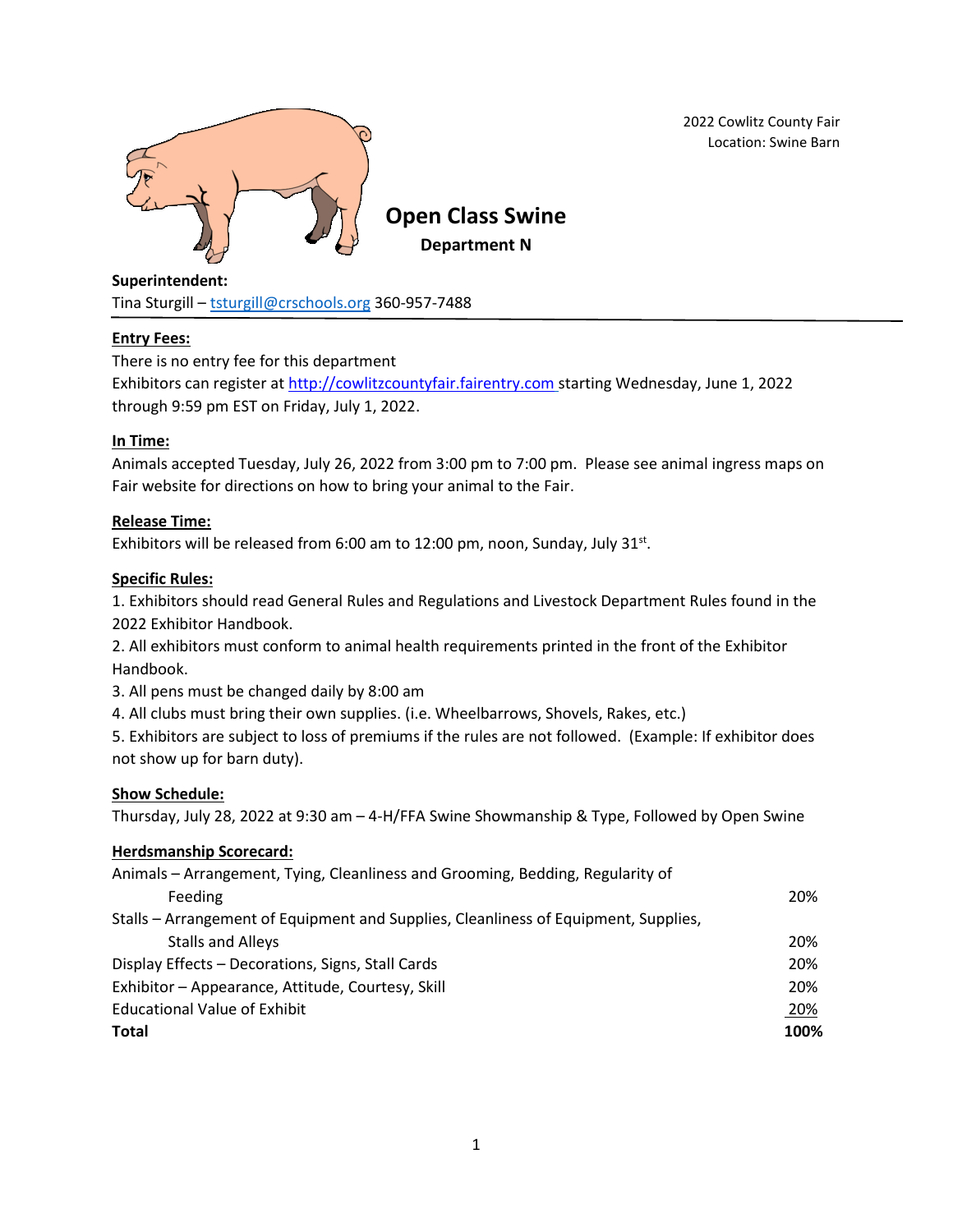2022 Cowlitz County Fair
Location: Swine Barn

# Open Class Swine

## Department N

**Superintendent:**
Tina Sturgill – tsturgill@crschools.org 360-957-7488

**Entry Fees:**

There is no entry fee for this department
Exhibitors can register at http://cowlitzcountyfair.fairentry.com starting Wednesday, June 1, 2022 through 9:59 pm EST on Friday, July 1, 2022.

**In Time:**

Animals accepted Tuesday, July 26, 2022 from 3:00 pm to 7:00 pm. Please see animal ingress maps on Fair website for directions on how to bring your animal to the Fair.

**Release Time:**

Exhibitors will be released from 6:00 am to 12:00 pm, noon, Sunday, July 31st.

**Specific Rules:**

1. Exhibitors should read General Rules and Regulations and Livestock Department Rules found in the 2022 Exhibitor Handbook.
2. All exhibitors must conform to animal health requirements printed in the front of the Exhibitor Handbook.
3. All pens must be changed daily by 8:00 am
4. All clubs must bring their own supplies. (i.e. Wheelbarrows, Shovels, Rakes, etc.)
5. Exhibitors are subject to loss of premiums if the rules are not followed. (Example: If exhibitor does not show up for barn duty).

**Show Schedule:**

Thursday, July 28, 2022 at 9:30 am – 4-H/FFA Swine Showmanship & Type, Followed by Open Swine

**Herdsmanship Scorecard:**

| | |
|---|---|
| Animals – Arrangement, Tying, Cleanliness and Grooming, Bedding, Regularity of Feeding | 20% |
| Stalls – Arrangement of Equipment and Supplies, Cleanliness of Equipment, Supplies, Stalls and Alleys | 20% |
| Display Effects – Decorations, Signs, Stall Cards | 20% |
| Exhibitor – Appearance, Attitude, Courtesy, Skill | 20% |
| Educational Value of Exhibit | 20% |
| **Total** | **100%** |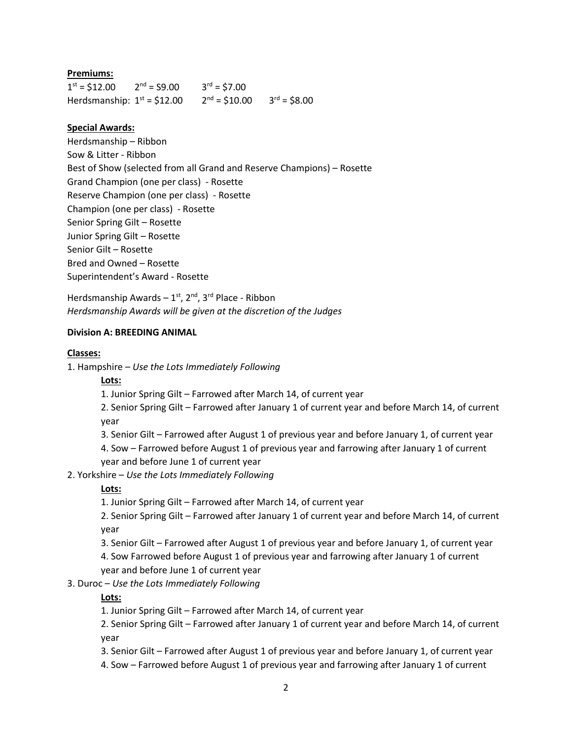**Premiums:**

1st = $12.00 2nd = $9.00 3rd = $7.00
Herdsmanship: 1st = $12.00 2nd = $10.00 3rd = $8.00

**Special Awards:**

Herdsmanship – Ribbon
Sow & Litter - Ribbon
Best of Show (selected from all Grand and Reserve Champions) – Rosette
Grand Champion (one per class) - Rosette
Reserve Champion (one per class) - Rosette
Champion (one per class) - Rosette
Senior Spring Gilt – Rosette
Junior Spring Gilt – Rosette
Senior Gilt – Rosette
Bred and Owned – Rosette
Superintendent's Award - Rosette

Herdsmanship Awards – 1st, 2nd, 3rd Place - Ribbon
*Herdsmanship Awards will be given at the discretion of the Judges*

**Division A: BREEDING ANIMAL**

**Classes:**

1. Hampshire – *Use the Lots Immediately Following*

   **Lots:**

   1. Junior Spring Gilt – Farrowed after March 14, of current year
   2. Senior Spring Gilt – Farrowed after January 1 of current year and before March 14, of current year
   3. Senior Gilt – Farrowed after August 1 of previous year and before January 1, of current year
   4. Sow – Farrowed before August 1 of previous year and farrowing after January 1 of current year and before June 1 of current year

2. Yorkshire – *Use the Lots Immediately Following*

   **Lots:**

   1. Junior Spring Gilt – Farrowed after March 14, of current year
   2. Senior Spring Gilt – Farrowed after January 1 of current year and before March 14, of current year
   3. Senior Gilt – Farrowed after August 1 of previous year and before January 1, of current year
   4. Sow Farrowed before August 1 of previous year and farrowing after January 1 of current year and before June 1 of current year

3. Duroc – *Use the Lots Immediately Following*

   **Lots:**

   1. Junior Spring Gilt – Farrowed after March 14, of current year
   2. Senior Spring Gilt – Farrowed after January 1 of current year and before March 14, of current year
   3. Senior Gilt – Farrowed after August 1 of previous year and before January 1, of current year
   4. Sow – Farrowed before August 1 of previous year and farrowing after January 1 of current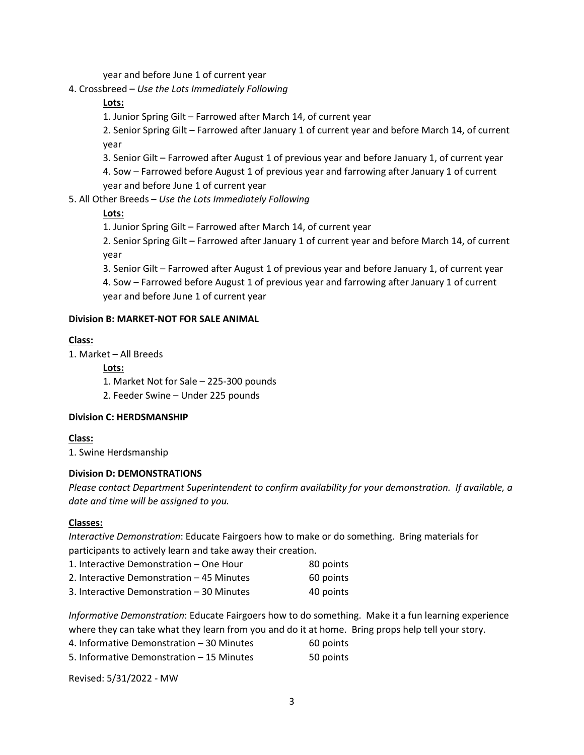year and before June 1 of current year

4. Crossbreed – *Use the Lots Immediately Following*

    **Lots:**

    1. Junior Spring Gilt – Farrowed after March 14, of current year
    2. Senior Spring Gilt – Farrowed after January 1 of current year and before March 14, of current year
    3. Senior Gilt – Farrowed after August 1 of previous year and before January 1, of current year
    4. Sow – Farrowed before August 1 of previous year and farrowing after January 1 of current year and before June 1 of current year

5. All Other Breeds – *Use the Lots Immediately Following*

    **Lots:**

    1. Junior Spring Gilt – Farrowed after March 14, of current year
    2. Senior Spring Gilt – Farrowed after January 1 of current year and before March 14, of current year
    3. Senior Gilt – Farrowed after August 1 of previous year and before January 1, of current year
    4. Sow – Farrowed before August 1 of previous year and farrowing after January 1 of current year and before June 1 of current year

**Division B: MARKET-NOT FOR SALE ANIMAL**

**Class:**

1. Market – All Breeds

    **Lots:**

    1. Market Not for Sale – 225-300 pounds
    2. Feeder Swine – Under 225 pounds

**Division C: HERDSMANSHIP**

**Class:**

1. Swine Herdsmanship

**Division D: DEMONSTRATIONS**

*Please contact Department Superintendent to confirm availability for your demonstration. If available, a date and time will be assigned to you.*

**Classes:**

*Interactive Demonstration*: Educate Fairgoers how to make or do something. Bring materials for participants to actively learn and take away their creation.

| | |
|---|---|
| 1. Interactive Demonstration – One Hour | 80 points |
| 2. Interactive Demonstration – 45 Minutes | 60 points |
| 3. Interactive Demonstration – 30 Minutes | 40 points |

*Informative Demonstration*: Educate Fairgoers how to do something. Make it a fun learning experience where they can take what they learn from you and do it at home. Bring props help tell your story.

| | |
|---|---|
| 4. Informative Demonstration – 30 Minutes | 60 points |
| 5. Informative Demonstration – 15 Minutes | 50 points |

Revised: 5/31/2022 - MW